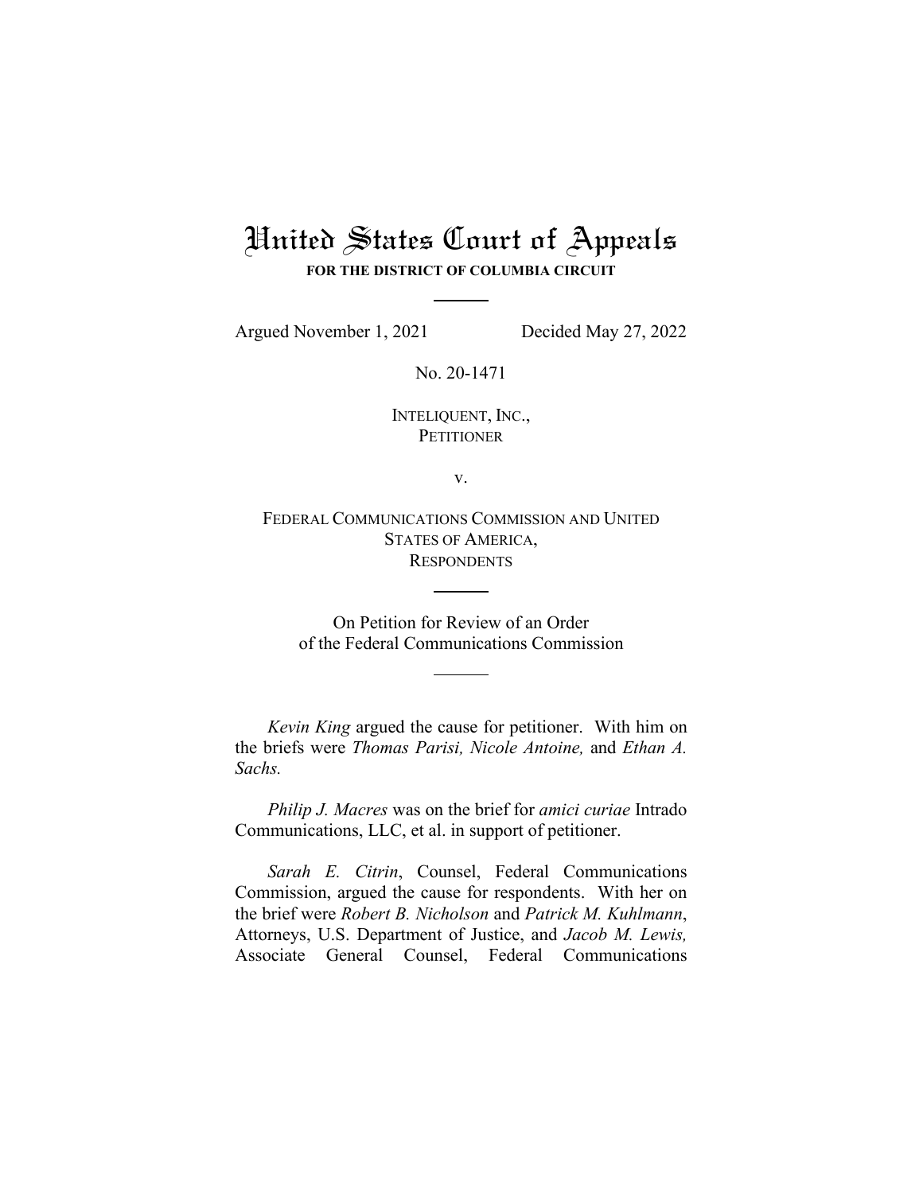# United States Court of Appeals

**FOR THE DISTRICT OF COLUMBIA CIRCUIT**

Argued November 1, 2021 Decided May 27, 2022

No. 20-1471

INTELIQUENT, INC.,
PETITIONER

v.

FEDERAL COMMUNICATIONS COMMISSION AND UNITED STATES OF AMERICA,
RESPONDENTS

On Petition for Review of an Order
of the Federal Communications Commission

*Kevin King* argued the cause for petitioner. With him on the briefs were *Thomas Parisi, Nicole Antoine,* and *Ethan A. Sachs.*

*Philip J. Macres* was on the brief for *amici curiae* Intrado Communications, LLC, et al. in support of petitioner.

*Sarah E. Citrin*, Counsel, Federal Communications Commission, argued the cause for respondents. With her on the brief were *Robert B. Nicholson* and *Patrick M. Kuhlmann*, Attorneys, U.S. Department of Justice, and *Jacob M. Lewis,* Associate General Counsel, Federal Communications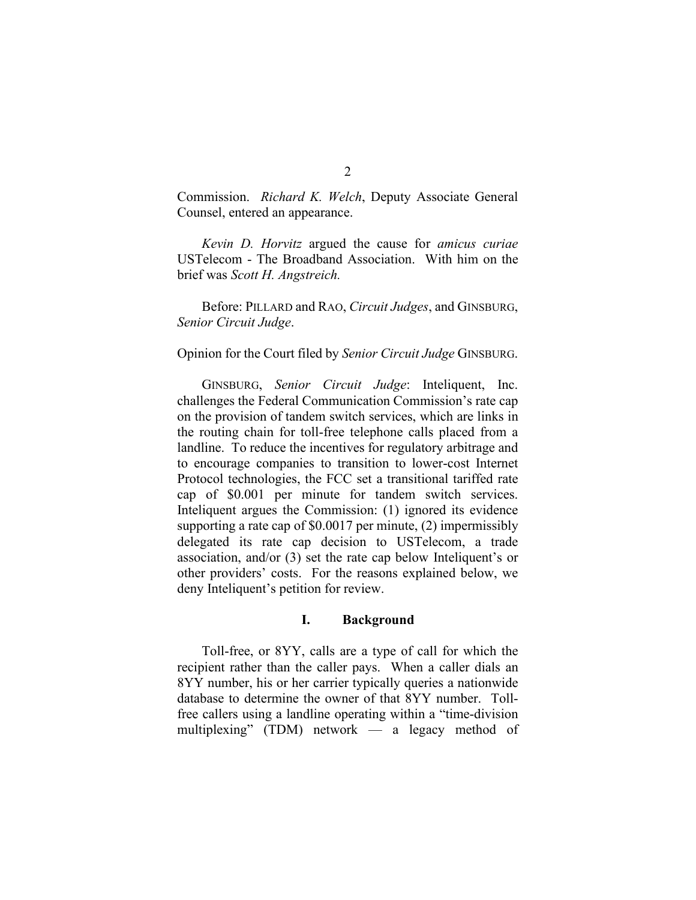Commission. *Richard K. Welch*, Deputy Associate General Counsel, entered an appearance.

*Kevin D. Horvitz* argued the cause for *amicus curiae* USTelecom - The Broadband Association. With him on the brief was *Scott H. Angstreich.*

Before: PILLARD and RAO, *Circuit Judges*, and GINSBURG, *Senior Circuit Judge*.

Opinion for the Court filed by *Senior Circuit Judge* GINSBURG.

GINSBURG, *Senior Circuit Judge*: Inteliquent, Inc. challenges the Federal Communication Commission's rate cap on the provision of tandem switch services, which are links in the routing chain for toll-free telephone calls placed from a landline. To reduce the incentives for regulatory arbitrage and to encourage companies to transition to lower-cost Internet Protocol technologies, the FCC set a transitional tariffed rate cap of $0.001 per minute for tandem switch services. Inteliquent argues the Commission: (1) ignored its evidence supporting a rate cap of $0.0017 per minute, (2) impermissibly delegated its rate cap decision to USTelecom, a trade association, and/or (3) set the rate cap below Inteliquent's or other providers' costs. For the reasons explained below, we deny Inteliquent's petition for review.

## I. Background

Toll-free, or 8YY, calls are a type of call for which the recipient rather than the caller pays. When a caller dials an 8YY number, his or her carrier typically queries a nationwide database to determine the owner of that 8YY number. Toll-free callers using a landline operating within a "time-division multiplexing" (TDM) network — a legacy method of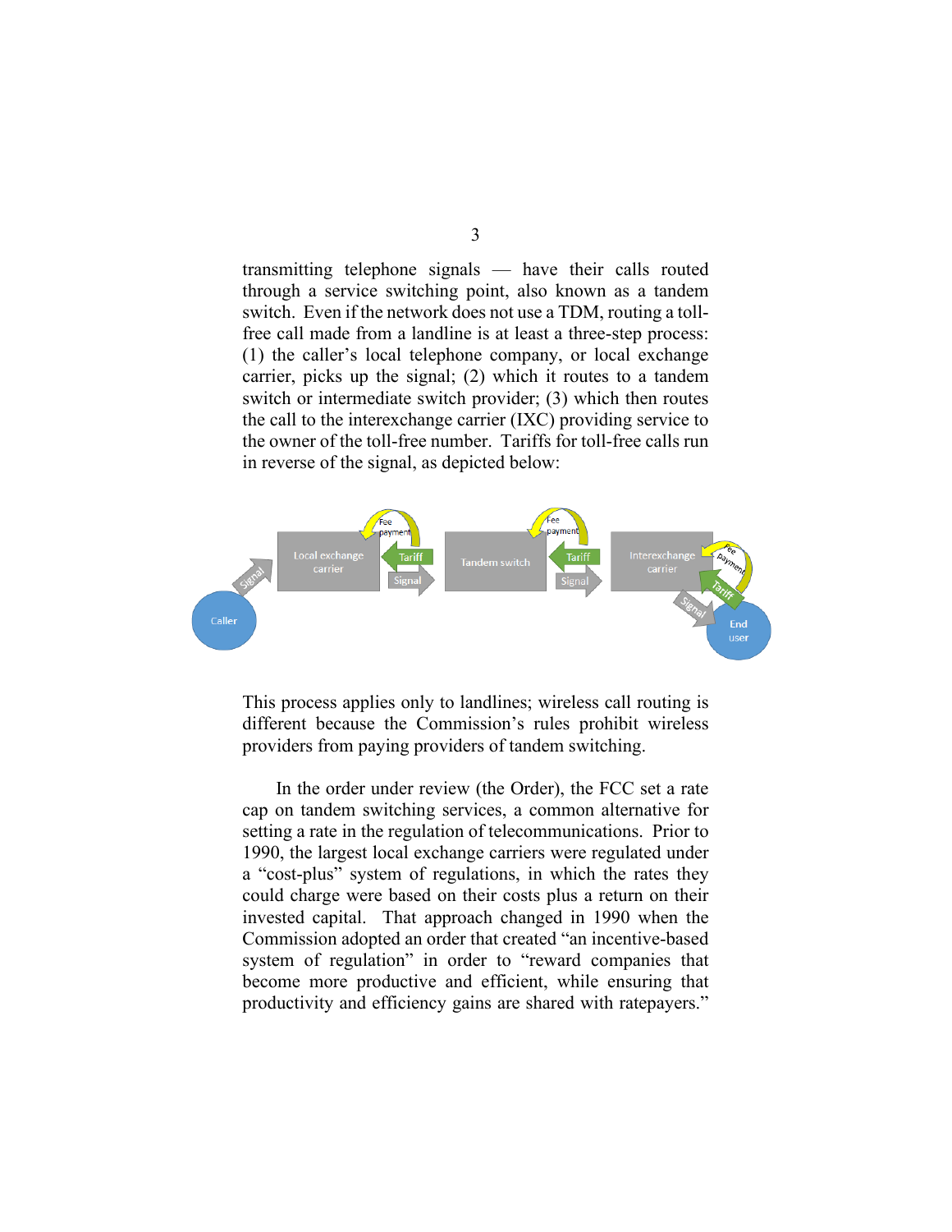transmitting telephone signals — have their calls routed through a service switching point, also known as a tandem switch. Even if the network does not use a TDM, routing a toll-free call made from a landline is at least a three-step process: (1) the caller's local telephone company, or local exchange carrier, picks up the signal; (2) which it routes to a tandem switch or intermediate switch provider; (3) which then routes the call to the interexchange carrier (IXC) providing service to the owner of the toll-free number. Tariffs for toll-free calls run in reverse of the signal, as depicted below:

This process applies only to landlines; wireless call routing is different because the Commission's rules prohibit wireless providers from paying providers of tandem switching.

In the order under review (the Order), the FCC set a rate cap on tandem switching services, a common alternative for setting a rate in the regulation of telecommunications. Prior to 1990, the largest local exchange carriers were regulated under a "cost-plus" system of regulations, in which the rates they could charge were based on their costs plus a return on their invested capital. That approach changed in 1990 when the Commission adopted an order that created "an incentive-based system of regulation" in order to "reward companies that become more productive and efficient, while ensuring that productivity and efficiency gains are shared with ratepayers."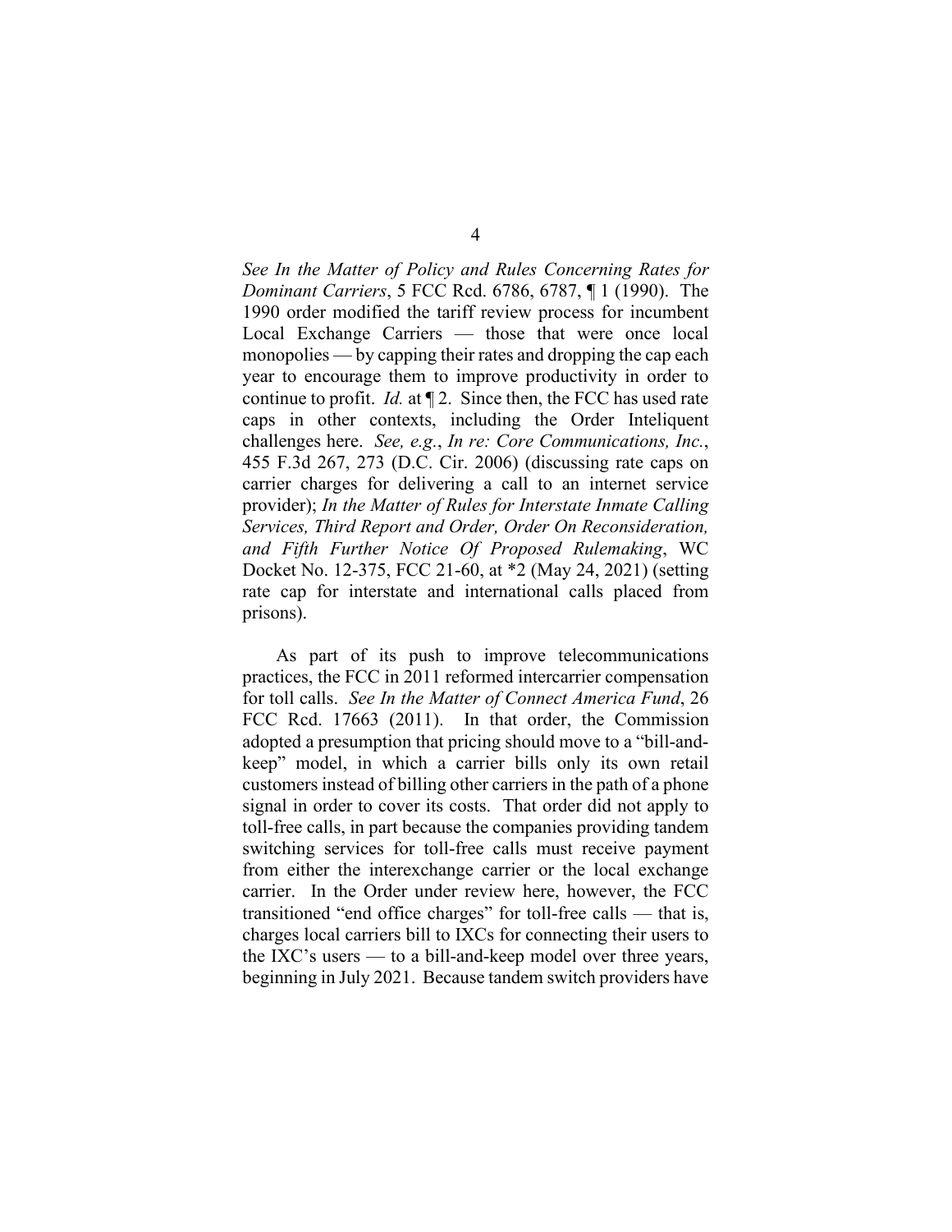*See In the Matter of Policy and Rules Concerning Rates for Dominant Carriers*, 5 FCC Rcd. 6786, 6787, ¶ 1 (1990). The 1990 order modified the tariff review process for incumbent Local Exchange Carriers — those that were once local monopolies — by capping their rates and dropping the cap each year to encourage them to improve productivity in order to continue to profit. *Id.* at ¶ 2. Since then, the FCC has used rate caps in other contexts, including the Order Inteliquent challenges here. *See, e.g.*, *In re: Core Communications, Inc.*, 455 F.3d 267, 273 (D.C. Cir. 2006) (discussing rate caps on carrier charges for delivering a call to an internet service provider); *In the Matter of Rules for Interstate Inmate Calling Services, Third Report and Order, Order On Reconsideration, and Fifth Further Notice Of Proposed Rulemaking*, WC Docket No. 12-375, FCC 21-60, at *2 (May 24, 2021) (setting rate cap for interstate and international calls placed from prisons).

As part of its push to improve telecommunications practices, the FCC in 2011 reformed intercarrier compensation for toll calls. *See In the Matter of Connect America Fund*, 26 FCC Rcd. 17663 (2011). In that order, the Commission adopted a presumption that pricing should move to a "bill-and-keep" model, in which a carrier bills only its own retail customers instead of billing other carriers in the path of a phone signal in order to cover its costs. That order did not apply to toll-free calls, in part because the companies providing tandem switching services for toll-free calls must receive payment from either the interexchange carrier or the local exchange carrier. In the Order under review here, however, the FCC transitioned "end office charges" for toll-free calls — that is, charges local carriers bill to IXCs for connecting their users to the IXC's users — to a bill-and-keep model over three years, beginning in July 2021. Because tandem switch providers have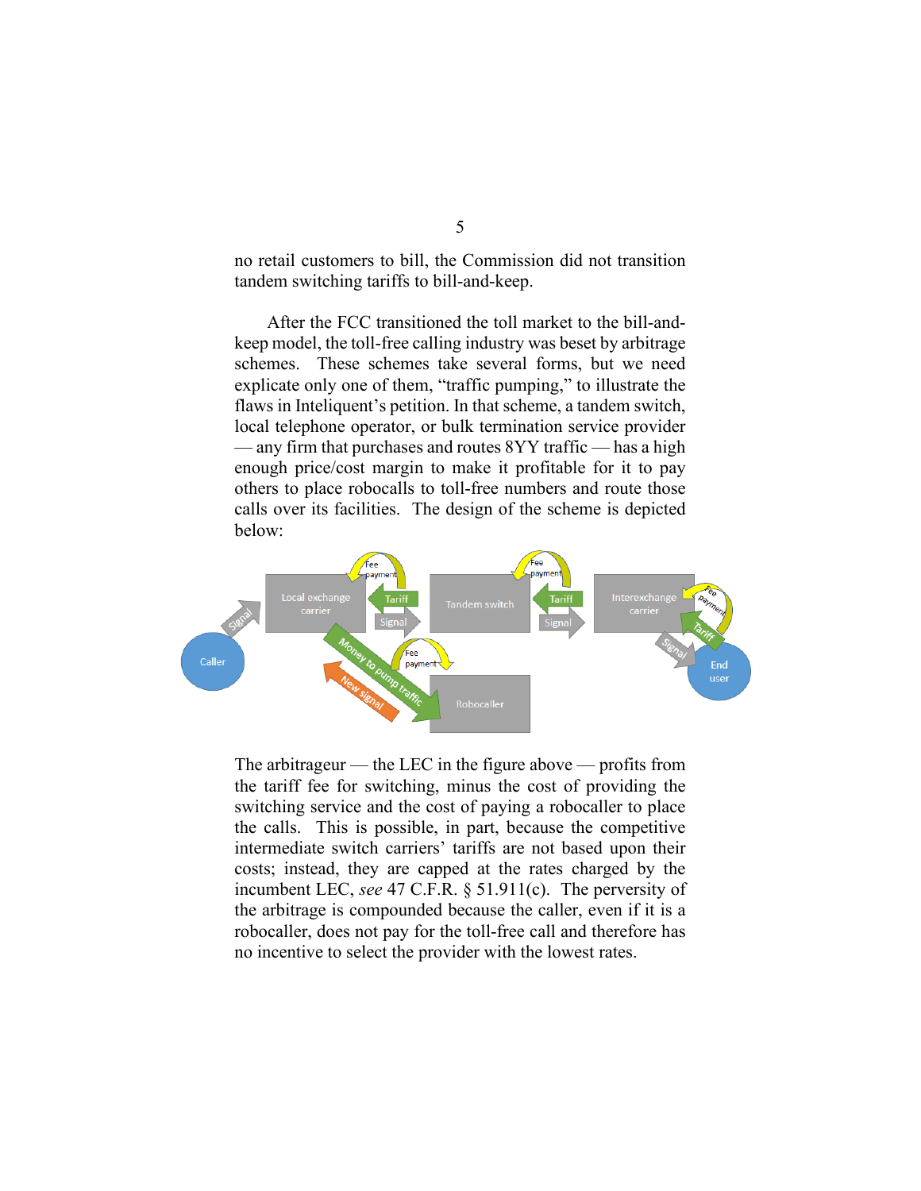no retail customers to bill, the Commission did not transition tandem switching tariffs to bill-and-keep.

After the FCC transitioned the toll market to the bill-and-keep model, the toll-free calling industry was beset by arbitrage schemes. These schemes take several forms, but we need explicate only one of them, "traffic pumping," to illustrate the flaws in Inteliquent's petition. In that scheme, a tandem switch, local telephone operator, or bulk termination service provider — any firm that purchases and routes 8YY traffic — has a high enough price/cost margin to make it profitable for it to pay others to place robocalls to toll-free numbers and route those calls over its facilities. The design of the scheme is depicted below:

The arbitrageur — the LEC in the figure above — profits from the tariff fee for switching, minus the cost of providing the switching service and the cost of paying a robocaller to place the calls. This is possible, in part, because the competitive intermediate switch carriers' tariffs are not based upon their costs; instead, they are capped at the rates charged by the incumbent LEC, *see* 47 C.F.R. § 51.911(c). The perversity of the arbitrage is compounded because the caller, even if it is a robocaller, does not pay for the toll-free call and therefore has no incentive to select the provider with the lowest rates.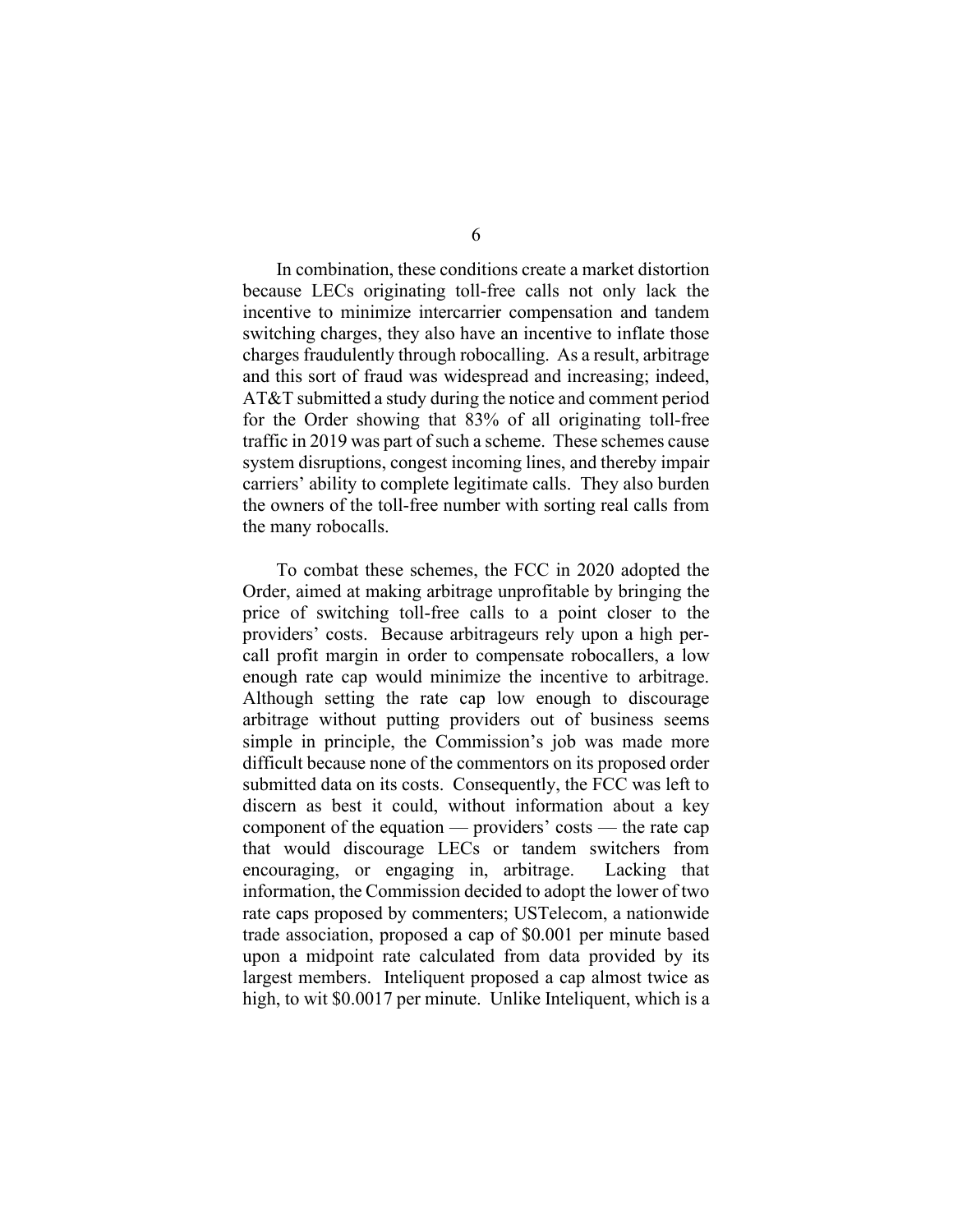In combination, these conditions create a market distortion because LECs originating toll-free calls not only lack the incentive to minimize intercarrier compensation and tandem switching charges, they also have an incentive to inflate those charges fraudulently through robocalling. As a result, arbitrage and this sort of fraud was widespread and increasing; indeed, AT&T submitted a study during the notice and comment period for the Order showing that 83% of all originating toll-free traffic in 2019 was part of such a scheme. These schemes cause system disruptions, congest incoming lines, and thereby impair carriers' ability to complete legitimate calls. They also burden the owners of the toll-free number with sorting real calls from the many robocalls.

To combat these schemes, the FCC in 2020 adopted the Order, aimed at making arbitrage unprofitable by bringing the price of switching toll-free calls to a point closer to the providers' costs. Because arbitrageurs rely upon a high per-call profit margin in order to compensate robocallers, a low enough rate cap would minimize the incentive to arbitrage. Although setting the rate cap low enough to discourage arbitrage without putting providers out of business seems simple in principle, the Commission's job was made more difficult because none of the commentors on its proposed order submitted data on its costs. Consequently, the FCC was left to discern as best it could, without information about a key component of the equation — providers' costs — the rate cap that would discourage LECs or tandem switchers from encouraging, or engaging in, arbitrage. Lacking that information, the Commission decided to adopt the lower of two rate caps proposed by commenters; USTelecom, a nationwide trade association, proposed a cap of $0.001 per minute based upon a midpoint rate calculated from data provided by its largest members. Inteliquent proposed a cap almost twice as high, to wit $0.0017 per minute. Unlike Inteliquent, which is a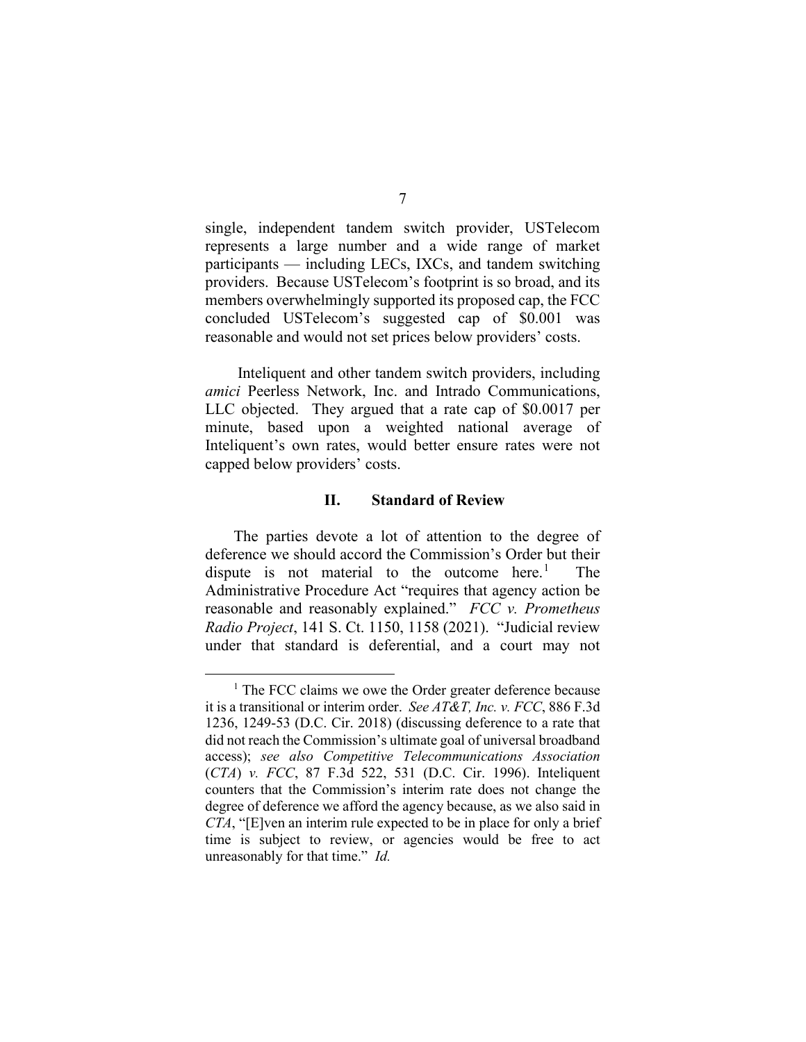single, independent tandem switch provider, USTelecom represents a large number and a wide range of market participants — including LECs, IXCs, and tandem switching providers. Because USTelecom's footprint is so broad, and its members overwhelmingly supported its proposed cap, the FCC concluded USTelecom's suggested cap of $0.001 was reasonable and would not set prices below providers' costs.

Inteliquent and other tandem switch providers, including *amici* Peerless Network, Inc. and Intrado Communications, LLC objected. They argued that a rate cap of $0.0017 per minute, based upon a weighted national average of Inteliquent's own rates, would better ensure rates were not capped below providers' costs.

## II. Standard of Review

The parties devote a lot of attention to the degree of deference we should accord the Commission's Order but their dispute is not material to the outcome here.[1] The Administrative Procedure Act "requires that agency action be reasonable and reasonably explained." *FCC v. Prometheus Radio Project*, 141 S. Ct. 1150, 1158 (2021). "Judicial review under that standard is deferential, and a court may not

---

[1] The FCC claims we owe the Order greater deference because it is a transitional or interim order. *See AT&T, Inc. v. FCC*, 886 F.3d 1236, 1249-53 (D.C. Cir. 2018) (discussing deference to a rate that did not reach the Commission's ultimate goal of universal broadband access); *see also Competitive Telecommunications Association* (*CTA*) *v. FCC*, 87 F.3d 522, 531 (D.C. Cir. 1996). Inteliquent counters that the Commission's interim rate does not change the degree of deference we afford the agency because, as we also said in *CTA*, "[E]ven an interim rule expected to be in place for only a brief time is subject to review, or agencies would be free to act unreasonably for that time." *Id.*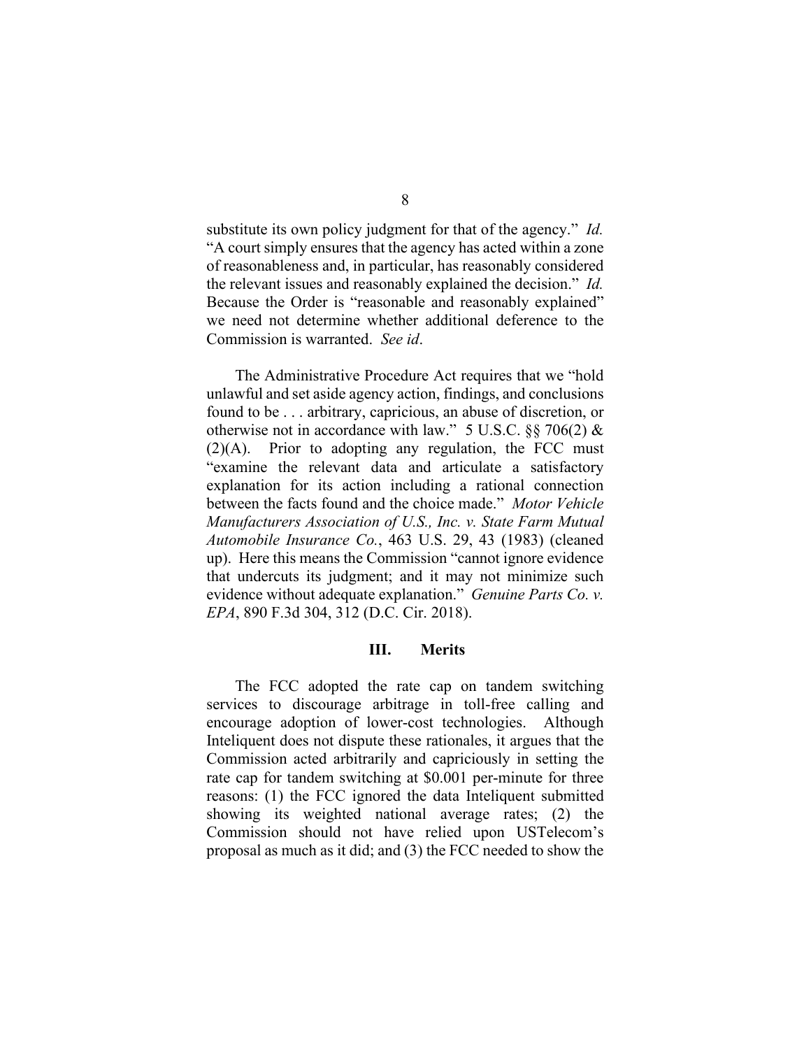substitute its own policy judgment for that of the agency." *Id.* "A court simply ensures that the agency has acted within a zone of reasonableness and, in particular, has reasonably considered the relevant issues and reasonably explained the decision." *Id.* Because the Order is "reasonable and reasonably explained" we need not determine whether additional deference to the Commission is warranted. *See id*.

The Administrative Procedure Act requires that we "hold unlawful and set aside agency action, findings, and conclusions found to be . . . arbitrary, capricious, an abuse of discretion, or otherwise not in accordance with law." 5 U.S.C. §§ 706(2) & (2)(A). Prior to adopting any regulation, the FCC must "examine the relevant data and articulate a satisfactory explanation for its action including a rational connection between the facts found and the choice made." *Motor Vehicle Manufacturers Association of U.S., Inc. v. State Farm Mutual Automobile Insurance Co.*, 463 U.S. 29, 43 (1983) (cleaned up). Here this means the Commission "cannot ignore evidence that undercuts its judgment; and it may not minimize such evidence without adequate explanation." *Genuine Parts Co. v. EPA*, 890 F.3d 304, 312 (D.C. Cir. 2018).

## III. Merits

The FCC adopted the rate cap on tandem switching services to discourage arbitrage in toll-free calling and encourage adoption of lower-cost technologies. Although Inteliquent does not dispute these rationales, it argues that the Commission acted arbitrarily and capriciously in setting the rate cap for tandem switching at $0.001 per-minute for three reasons: (1) the FCC ignored the data Inteliquent submitted showing its weighted national average rates; (2) the Commission should not have relied upon USTelecom's proposal as much as it did; and (3) the FCC needed to show the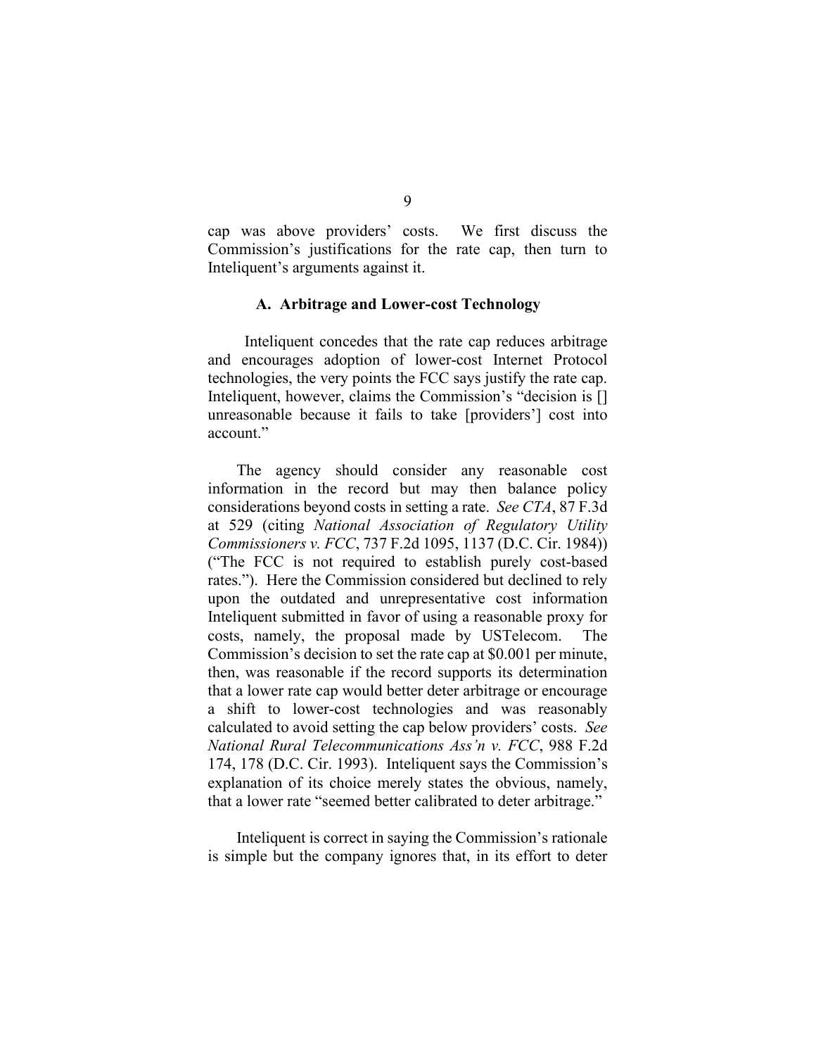cap was above providers' costs. We first discuss the Commission's justifications for the rate cap, then turn to Inteliquent's arguments against it.

### A. Arbitrage and Lower-cost Technology

Inteliquent concedes that the rate cap reduces arbitrage and encourages adoption of lower-cost Internet Protocol technologies, the very points the FCC says justify the rate cap. Inteliquent, however, claims the Commission's "decision is [] unreasonable because it fails to take [providers'] cost into account."

The agency should consider any reasonable cost information in the record but may then balance policy considerations beyond costs in setting a rate. *See CTA*, 87 F.3d at 529 (citing *National Association of Regulatory Utility Commissioners v. FCC*, 737 F.2d 1095, 1137 (D.C. Cir. 1984)) ("The FCC is not required to establish purely cost-based rates."). Here the Commission considered but declined to rely upon the outdated and unrepresentative cost information Inteliquent submitted in favor of using a reasonable proxy for costs, namely, the proposal made by USTelecom. The Commission's decision to set the rate cap at $0.001 per minute, then, was reasonable if the record supports its determination that a lower rate cap would better deter arbitrage or encourage a shift to lower-cost technologies and was reasonably calculated to avoid setting the cap below providers' costs. *See National Rural Telecommunications Ass'n v. FCC*, 988 F.2d 174, 178 (D.C. Cir. 1993). Inteliquent says the Commission's explanation of its choice merely states the obvious, namely, that a lower rate "seemed better calibrated to deter arbitrage."

Inteliquent is correct in saying the Commission's rationale is simple but the company ignores that, in its effort to deter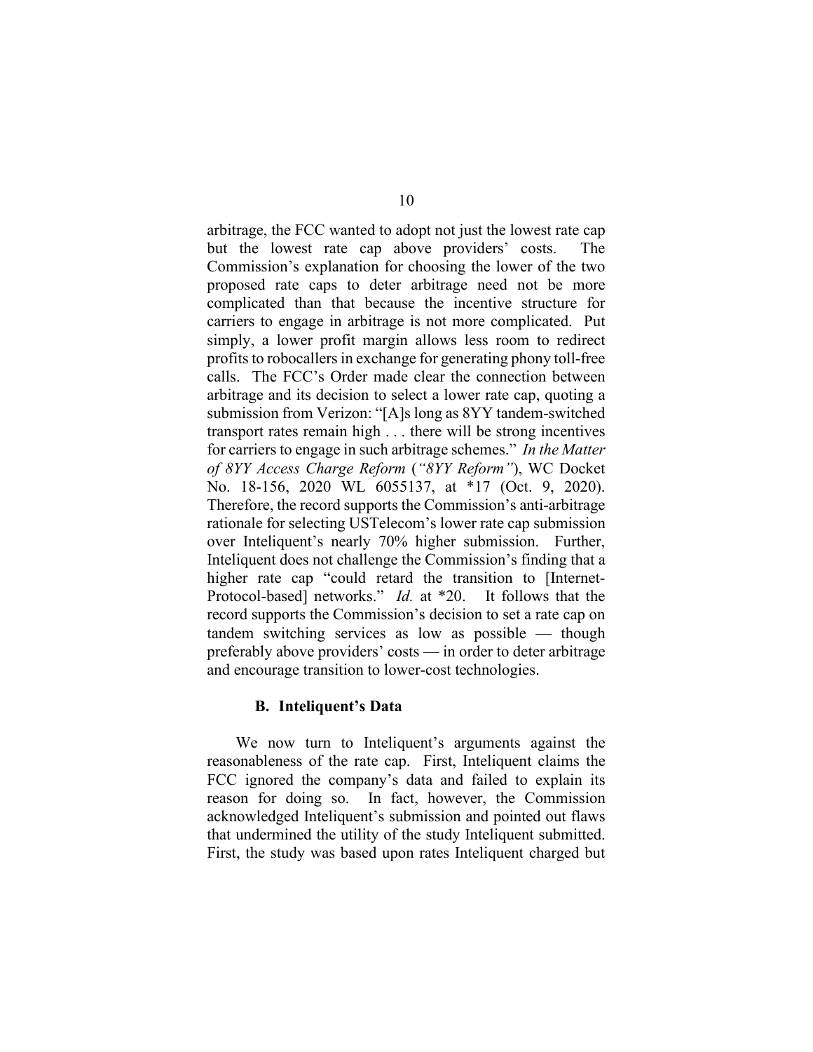arbitrage, the FCC wanted to adopt not just the lowest rate cap but the lowest rate cap above providers' costs. The Commission's explanation for choosing the lower of the two proposed rate caps to deter arbitrage need not be more complicated than that because the incentive structure for carriers to engage in arbitrage is not more complicated. Put simply, a lower profit margin allows less room to redirect profits to robocallers in exchange for generating phony toll-free calls. The FCC's Order made clear the connection between arbitrage and its decision to select a lower rate cap, quoting a submission from Verizon: "[A]s long as 8YY tandem-switched transport rates remain high . . . there will be strong incentives for carriers to engage in such arbitrage schemes." *In the Matter of 8YY Access Charge Reform* (*"8YY Reform"*), WC Docket No. 18-156, 2020 WL 6055137, at *17 (Oct. 9, 2020). Therefore, the record supports the Commission's anti-arbitrage rationale for selecting USTelecom's lower rate cap submission over Inteliquent's nearly 70% higher submission. Further, Inteliquent does not challenge the Commission's finding that a higher rate cap "could retard the transition to [Internet-Protocol-based] networks." *Id.* at *20. It follows that the record supports the Commission's decision to set a rate cap on tandem switching services as low as possible — though preferably above providers' costs — in order to deter arbitrage and encourage transition to lower-cost technologies.

### B. Inteliquent's Data

We now turn to Inteliquent's arguments against the reasonableness of the rate cap. First, Inteliquent claims the FCC ignored the company's data and failed to explain its reason for doing so. In fact, however, the Commission acknowledged Inteliquent's submission and pointed out flaws that undermined the utility of the study Inteliquent submitted. First, the study was based upon rates Inteliquent charged but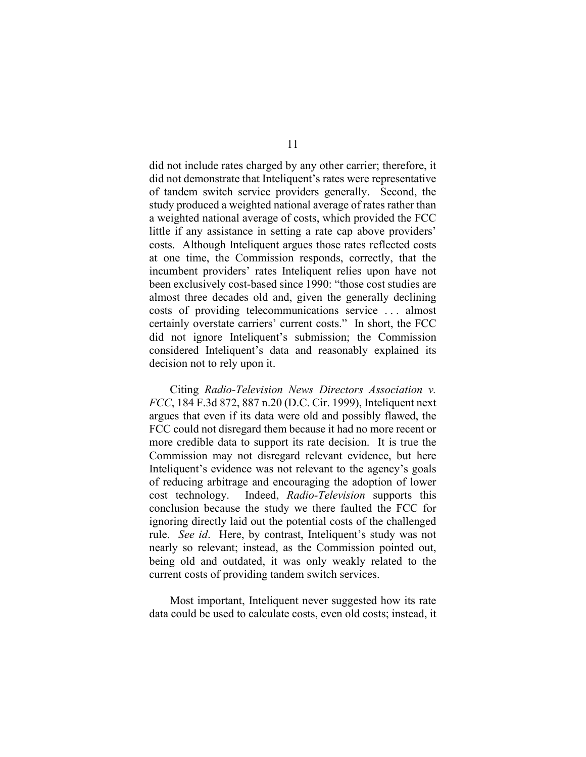did not include rates charged by any other carrier; therefore, it did not demonstrate that Inteliquent's rates were representative of tandem switch service providers generally. Second, the study produced a weighted national average of rates rather than a weighted national average of costs, which provided the FCC little if any assistance in setting a rate cap above providers' costs. Although Inteliquent argues those rates reflected costs at one time, the Commission responds, correctly, that the incumbent providers' rates Inteliquent relies upon have not been exclusively cost-based since 1990: "those cost studies are almost three decades old and, given the generally declining costs of providing telecommunications service . . . almost certainly overstate carriers' current costs." In short, the FCC did not ignore Inteliquent's submission; the Commission considered Inteliquent's data and reasonably explained its decision not to rely upon it.

Citing *Radio-Television News Directors Association v. FCC*, 184 F.3d 872, 887 n.20 (D.C. Cir. 1999), Inteliquent next argues that even if its data were old and possibly flawed, the FCC could not disregard them because it had no more recent or more credible data to support its rate decision. It is true the Commission may not disregard relevant evidence, but here Inteliquent's evidence was not relevant to the agency's goals of reducing arbitrage and encouraging the adoption of lower cost technology. Indeed, *Radio-Television* supports this conclusion because the study we there faulted the FCC for ignoring directly laid out the potential costs of the challenged rule. *See id*. Here, by contrast, Inteliquent's study was not nearly so relevant; instead, as the Commission pointed out, being old and outdated, it was only weakly related to the current costs of providing tandem switch services.

Most important, Inteliquent never suggested how its rate data could be used to calculate costs, even old costs; instead, it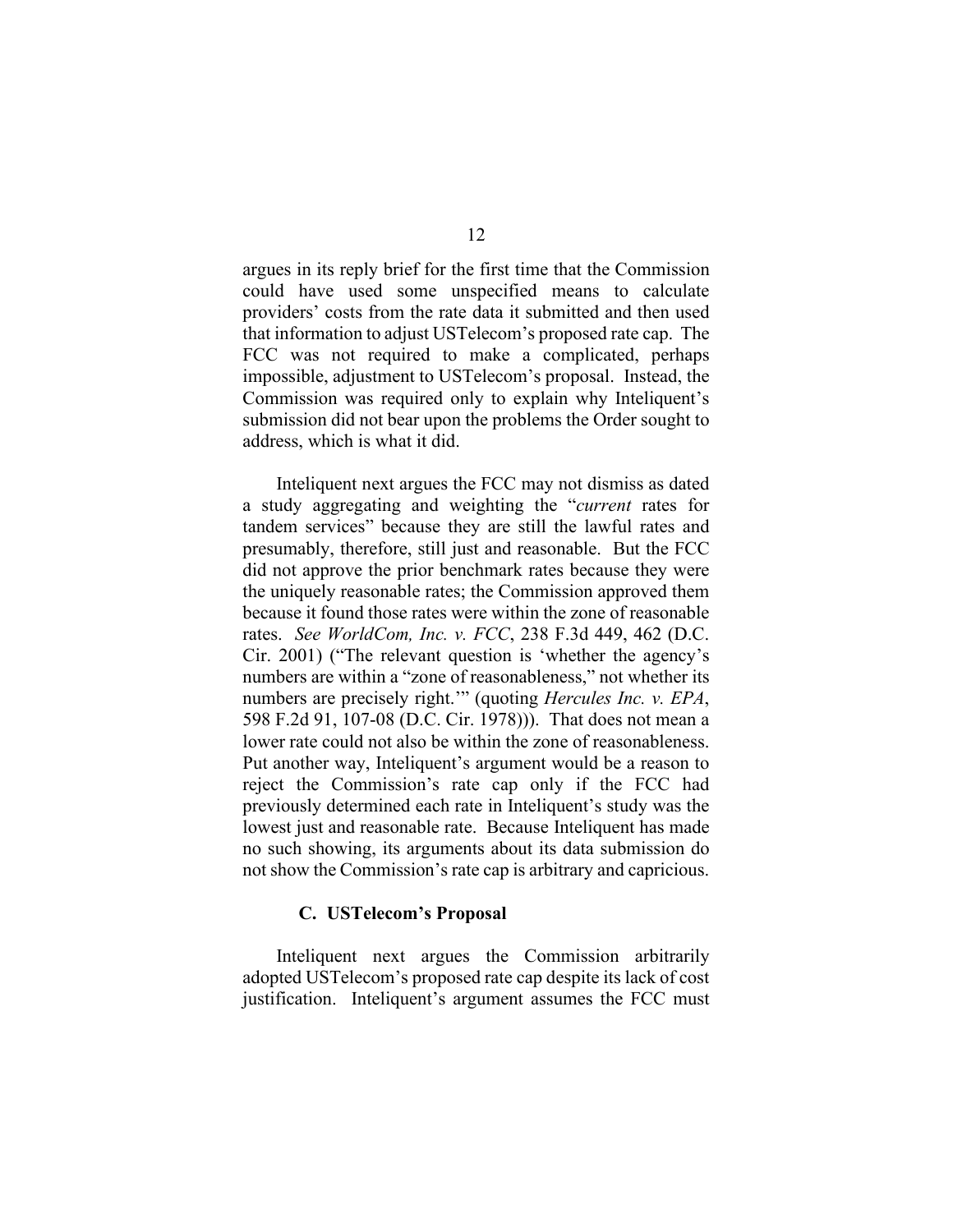argues in its reply brief for the first time that the Commission could have used some unspecified means to calculate providers' costs from the rate data it submitted and then used that information to adjust USTelecom's proposed rate cap. The FCC was not required to make a complicated, perhaps impossible, adjustment to USTelecom's proposal. Instead, the Commission was required only to explain why Inteliquent's submission did not bear upon the problems the Order sought to address, which is what it did.

Inteliquent next argues the FCC may not dismiss as dated a study aggregating and weighting the "*current* rates for tandem services" because they are still the lawful rates and presumably, therefore, still just and reasonable. But the FCC did not approve the prior benchmark rates because they were the uniquely reasonable rates; the Commission approved them because it found those rates were within the zone of reasonable rates. *See WorldCom, Inc. v. FCC*, 238 F.3d 449, 462 (D.C. Cir. 2001) ("The relevant question is 'whether the agency's numbers are within a "zone of reasonableness," not whether its numbers are precisely right.'" (quoting *Hercules Inc. v. EPA*, 598 F.2d 91, 107-08 (D.C. Cir. 1978))). That does not mean a lower rate could not also be within the zone of reasonableness. Put another way, Inteliquent's argument would be a reason to reject the Commission's rate cap only if the FCC had previously determined each rate in Inteliquent's study was the lowest just and reasonable rate. Because Inteliquent has made no such showing, its arguments about its data submission do not show the Commission's rate cap is arbitrary and capricious.

### C. USTelecom's Proposal

Inteliquent next argues the Commission arbitrarily adopted USTelecom's proposed rate cap despite its lack of cost justification. Inteliquent's argument assumes the FCC must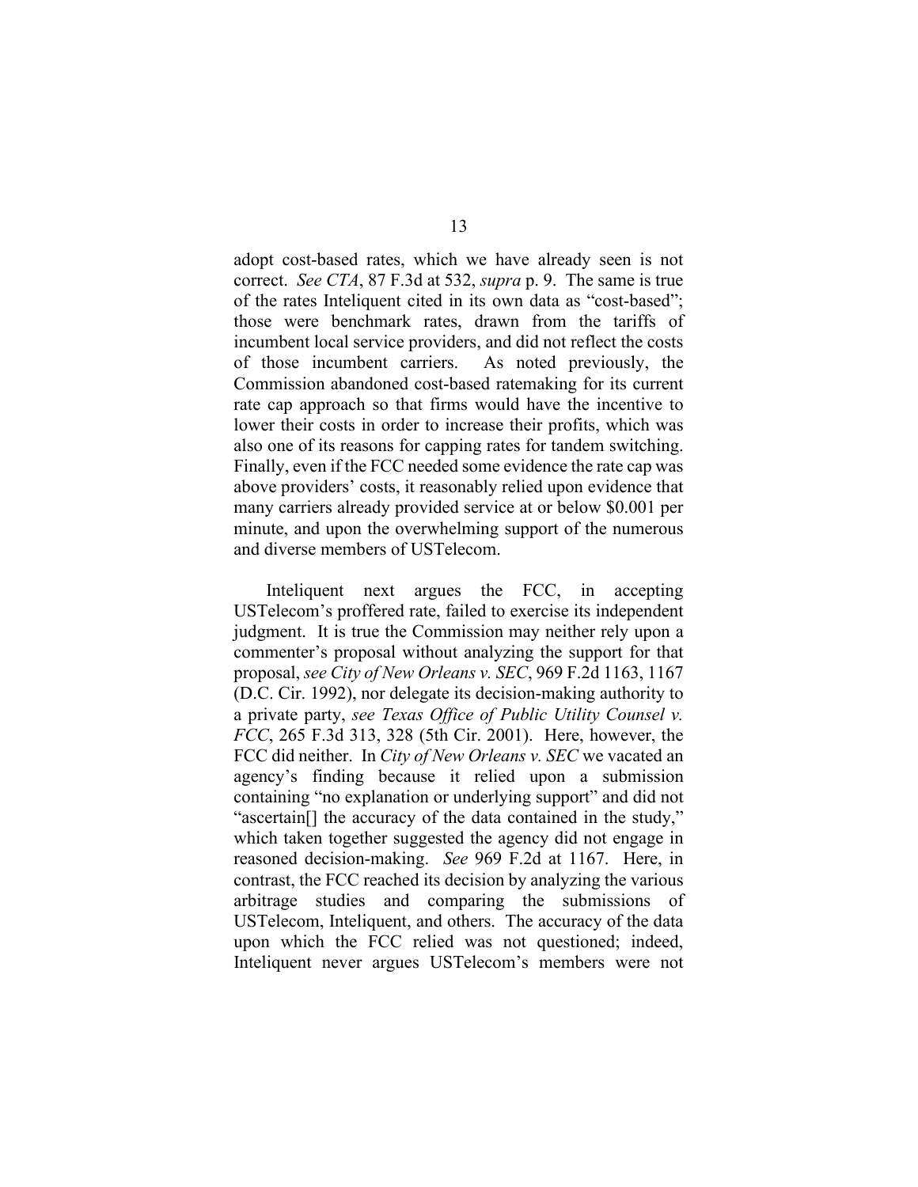adopt cost-based rates, which we have already seen is not correct. *See CTA*, 87 F.3d at 532, *supra* p. 9. The same is true of the rates Inteliquent cited in its own data as "cost-based"; those were benchmark rates, drawn from the tariffs of incumbent local service providers, and did not reflect the costs of those incumbent carriers. As noted previously, the Commission abandoned cost-based ratemaking for its current rate cap approach so that firms would have the incentive to lower their costs in order to increase their profits, which was also one of its reasons for capping rates for tandem switching. Finally, even if the FCC needed some evidence the rate cap was above providers' costs, it reasonably relied upon evidence that many carriers already provided service at or below $0.001 per minute, and upon the overwhelming support of the numerous and diverse members of USTelecom.

Inteliquent next argues the FCC, in accepting USTelecom's proffered rate, failed to exercise its independent judgment. It is true the Commission may neither rely upon a commenter's proposal without analyzing the support for that proposal, *see City of New Orleans v. SEC*, 969 F.2d 1163, 1167 (D.C. Cir. 1992), nor delegate its decision-making authority to a private party, *see Texas Office of Public Utility Counsel v. FCC*, 265 F.3d 313, 328 (5th Cir. 2001). Here, however, the FCC did neither. In *City of New Orleans v. SEC* we vacated an agency's finding because it relied upon a submission containing "no explanation or underlying support" and did not "ascertain[] the accuracy of the data contained in the study," which taken together suggested the agency did not engage in reasoned decision-making. *See* 969 F.2d at 1167. Here, in contrast, the FCC reached its decision by analyzing the various arbitrage studies and comparing the submissions of USTelecom, Inteliquent, and others. The accuracy of the data upon which the FCC relied was not questioned; indeed, Inteliquent never argues USTelecom's members were not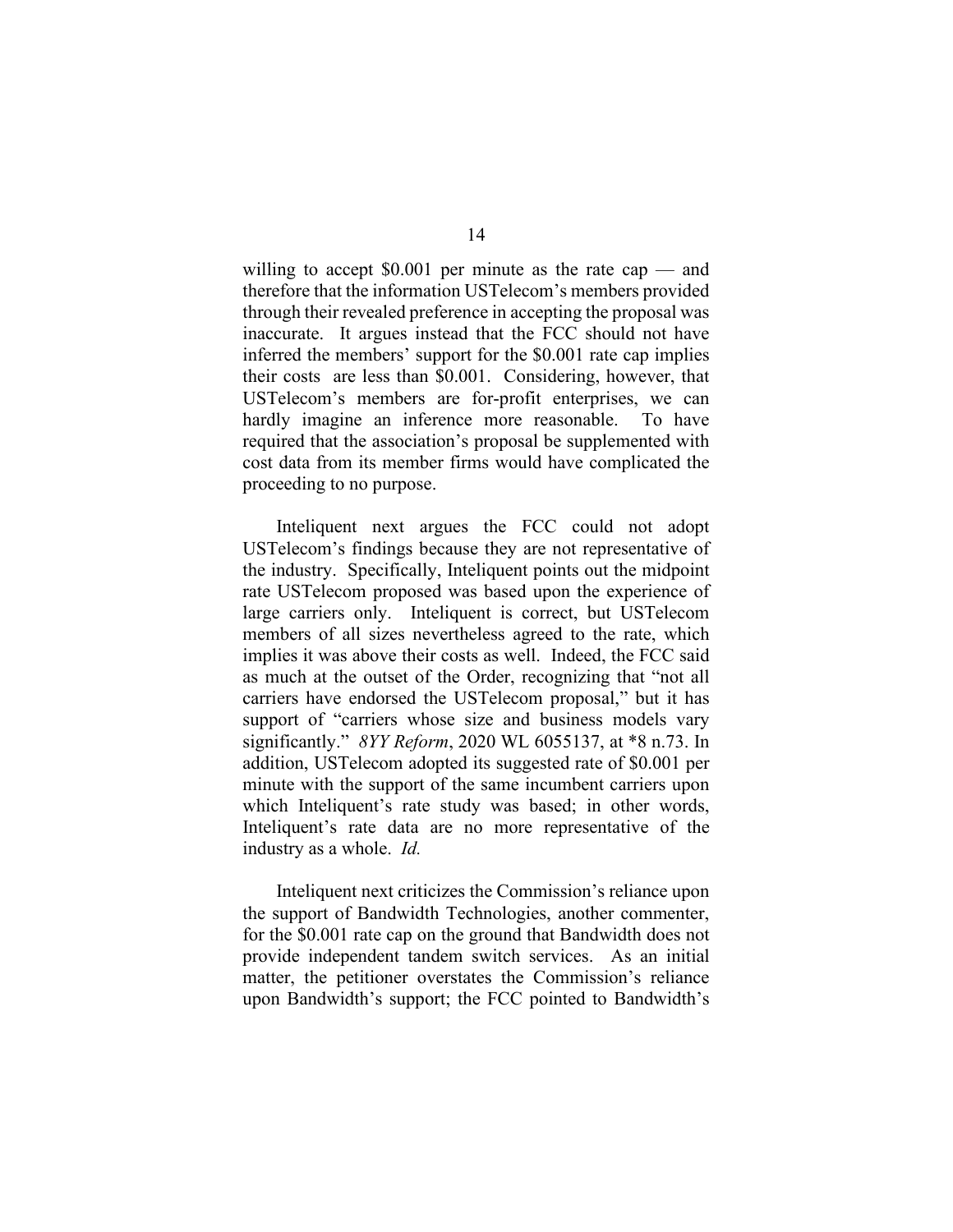willing to accept $0.001 per minute as the rate cap — and therefore that the information USTelecom's members provided through their revealed preference in accepting the proposal was inaccurate. It argues instead that the FCC should not have inferred the members' support for the $0.001 rate cap implies their costs are less than $0.001. Considering, however, that USTelecom's members are for-profit enterprises, we can hardly imagine an inference more reasonable. To have required that the association's proposal be supplemented with cost data from its member firms would have complicated the proceeding to no purpose.

Inteliquent next argues the FCC could not adopt USTelecom's findings because they are not representative of the industry. Specifically, Inteliquent points out the midpoint rate USTelecom proposed was based upon the experience of large carriers only. Inteliquent is correct, but USTelecom members of all sizes nevertheless agreed to the rate, which implies it was above their costs as well. Indeed, the FCC said as much at the outset of the Order, recognizing that "not all carriers have endorsed the USTelecom proposal," but it has support of "carriers whose size and business models vary significantly." *8YY Reform*, 2020 WL 6055137, at *8 n.73. In addition, USTelecom adopted its suggested rate of $0.001 per minute with the support of the same incumbent carriers upon which Inteliquent's rate study was based; in other words, Inteliquent's rate data are no more representative of the industry as a whole. *Id.*

Inteliquent next criticizes the Commission's reliance upon the support of Bandwidth Technologies, another commenter, for the $0.001 rate cap on the ground that Bandwidth does not provide independent tandem switch services. As an initial matter, the petitioner overstates the Commission's reliance upon Bandwidth's support; the FCC pointed to Bandwidth's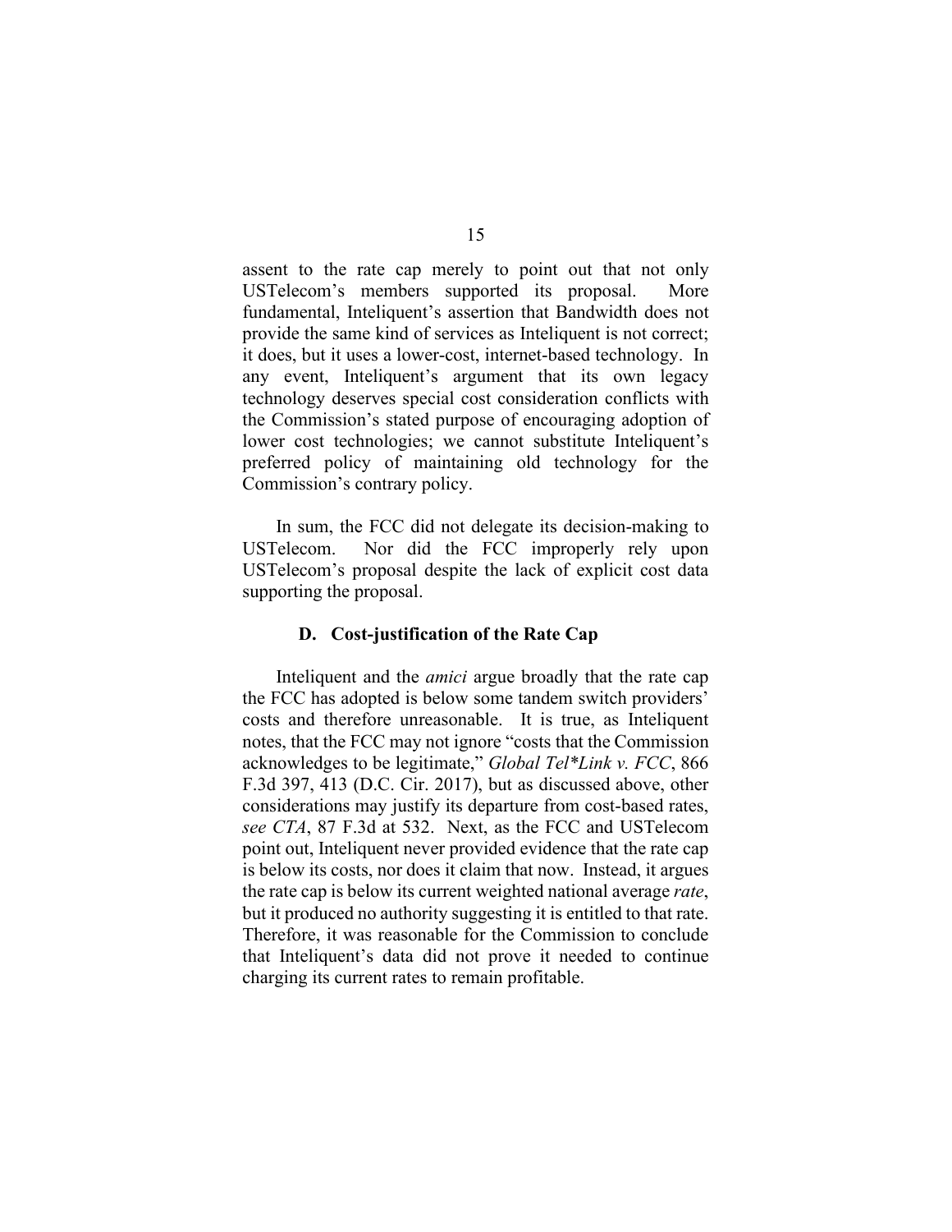assent to the rate cap merely to point out that not only USTelecom's members supported its proposal. More fundamental, Inteliquent's assertion that Bandwidth does not provide the same kind of services as Inteliquent is not correct; it does, but it uses a lower-cost, internet-based technology. In any event, Inteliquent's argument that its own legacy technology deserves special cost consideration conflicts with the Commission's stated purpose of encouraging adoption of lower cost technologies; we cannot substitute Inteliquent's preferred policy of maintaining old technology for the Commission's contrary policy.

In sum, the FCC did not delegate its decision-making to USTelecom. Nor did the FCC improperly rely upon USTelecom's proposal despite the lack of explicit cost data supporting the proposal.

### D. Cost-justification of the Rate Cap

Inteliquent and the *amici* argue broadly that the rate cap the FCC has adopted is below some tandem switch providers' costs and therefore unreasonable. It is true, as Inteliquent notes, that the FCC may not ignore "costs that the Commission acknowledges to be legitimate," *Global Tel\*Link v. FCC*, 866 F.3d 397, 413 (D.C. Cir. 2017), but as discussed above, other considerations may justify its departure from cost-based rates, *see CTA*, 87 F.3d at 532. Next, as the FCC and USTelecom point out, Inteliquent never provided evidence that the rate cap is below its costs, nor does it claim that now. Instead, it argues the rate cap is below its current weighted national average *rate*, but it produced no authority suggesting it is entitled to that rate. Therefore, it was reasonable for the Commission to conclude that Inteliquent's data did not prove it needed to continue charging its current rates to remain profitable.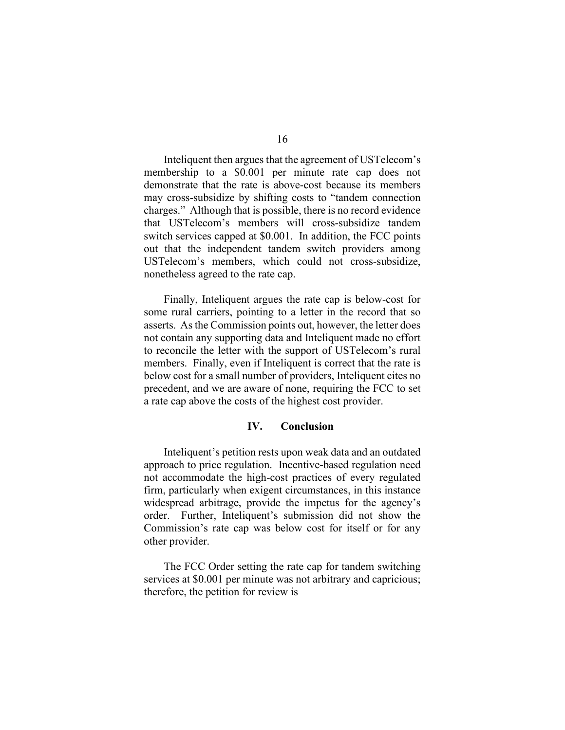Inteliquent then argues that the agreement of USTelecom's membership to a $0.001 per minute rate cap does not demonstrate that the rate is above-cost because its members may cross-subsidize by shifting costs to "tandem connection charges." Although that is possible, there is no record evidence that USTelecom's members will cross-subsidize tandem switch services capped at $0.001. In addition, the FCC points out that the independent tandem switch providers among USTelecom's members, which could not cross-subsidize, nonetheless agreed to the rate cap.

Finally, Inteliquent argues the rate cap is below-cost for some rural carriers, pointing to a letter in the record that so asserts. As the Commission points out, however, the letter does not contain any supporting data and Inteliquent made no effort to reconcile the letter with the support of USTelecom's rural members. Finally, even if Inteliquent is correct that the rate is below cost for a small number of providers, Inteliquent cites no precedent, and we are aware of none, requiring the FCC to set a rate cap above the costs of the highest cost provider.

## IV. Conclusion

Inteliquent's petition rests upon weak data and an outdated approach to price regulation. Incentive-based regulation need not accommodate the high-cost practices of every regulated firm, particularly when exigent circumstances, in this instance widespread arbitrage, provide the impetus for the agency's order. Further, Inteliquent's submission did not show the Commission's rate cap was below cost for itself or for any other provider.

The FCC Order setting the rate cap for tandem switching services at $0.001 per minute was not arbitrary and capricious; therefore, the petition for review is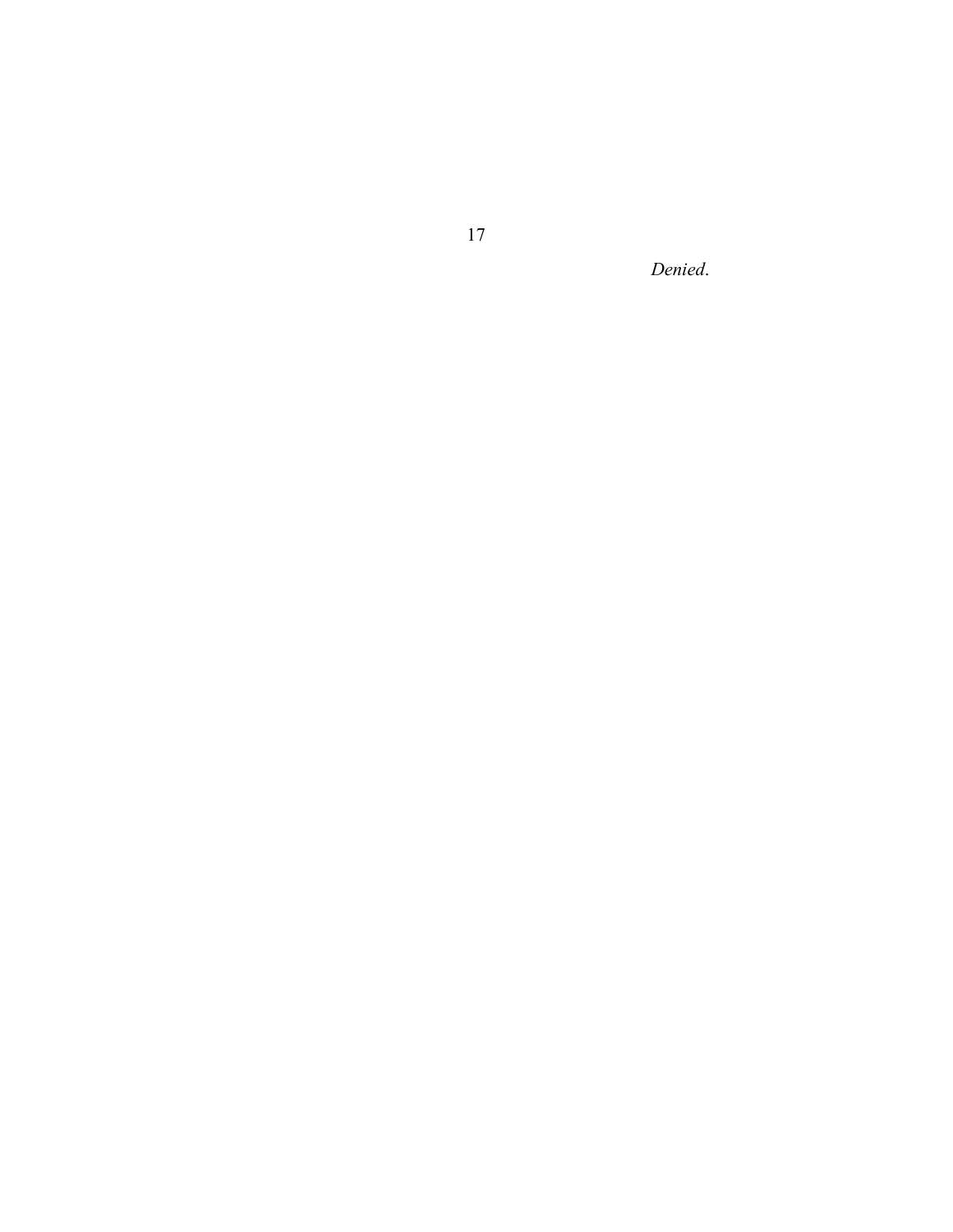*Denied*.